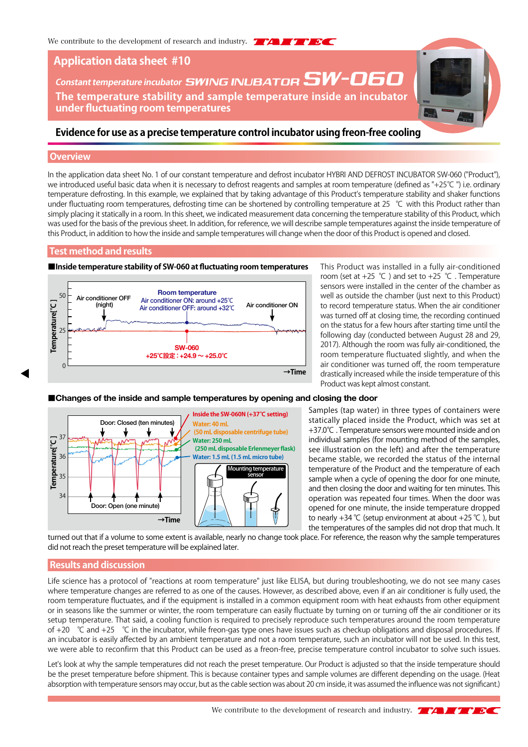We contribute to the development of research and industry.

# Application data sheet #10

*Constant temperature incubator SWING INUBATOR SW-060*

## The temperature stability and sample temperature inside an incubator under fluctuating room temperatures

**Evidence for use as a precise temperature control incubator using freon-free cooling**

## Overview

In the application data sheet No. 1 of our constant temperature and defrost incubator HYBRI AND DEFROST INCUBATOR SW-060 ("Product"), we introduced useful basic data when it is necessary to defrost reagents and samples at room temperature (defined as "+25℃") i.e. ordinary temperature defrosting. In this example, we explained that by taking advantage of this Product's temperature stability and shaker functions under fluctuating room temperatures, defrosting time can be shortened by controlling temperature at 25 ℃ with this Product rather than simply placing it statically in a room. In this sheet, we indicated measurement data concerning the temperature stability of this Product, which was used for the basis of the previous sheet. In addition, for reference, we will describe sample temperatures against the inside temperature of this Product, in addition to how the inside and sample temperatures will change when the door of this Product is opened and closed.

## Test method and results

**■Inside temperature stability of SW-060 at fluctuating room temperatures**

Temperature[℃] (0, 25, 50) →Time

- Air conditioner OFF (night)
- Room temperature: Air conditioner ON: around +25℃, Air conditioner OFF: around +32℃
- Air conditioner ON
- SW-060: +25℃設定：+24.9～+25.0℃

This Product was installed in a fully air-conditioned room (set at +25 ℃) and set to +25 ℃. Temperature sensors were installed in the center of the chamber as well as outside the chamber (just next to this Product) to record temperature status. When the air conditioner was turned off at closing time, the recording continued on the status for a few hours after starting time until the following day (conducted between August 28 and 29, 2017). Although the room was fully air-conditioned, the room temperature fluctuated slightly, and when the air conditioner was turned off, the room temperature drastically increased while the inside temperature of this Product was kept almost constant.

**■Changes of the inside and sample temperatures by opening and closing the door**

Temperature[℃] (34, 35, 36, 37) →Time

- Door: Closed (ten minutes)
- Door: Open (one minute)
- Inside the SW-060N (+37℃ setting)
- Water: 40 mL (50 mL disposable centrifuge tube)
- Water: 250 mL (250 mL disposable Erlenmeyer flask)
- Water: 1.5 mL (1.5 mL micro tube)
- Mounting temperature sensor

Samples (tap water) in three types of containers were statically placed inside the Product, which was set at +37.0℃. Temperature sensors were mounted inside and on individual samples (for mounting method of the samples, see illustration on the left) and after the temperature became stable, we recorded the status of the internal temperature of the Product and the temperature of each sample when a cycle of opening the door for one minute, and then closing the door and waiting for ten minutes. This operation was repeated four times. When the door was opened for one minute, the inside temperature dropped to nearly +34 ℃ (setup environment at about +25 ℃), but the temperatures of the samples did not drop that much. It turned out that if a volume to some extent is available, nearly no change took place. For reference, the reason why the sample temperatures did not reach the preset temperature will be explained later.

## Results and discussion

Life science has a protocol of "reactions at room temperature" just like ELISA, but during troubleshooting, we do not see many cases where temperature changes are referred to as one of the causes. However, as described above, even if an air conditioner is fully used, the room temperature fluctuates, and if the equipment is installed in a common equipment room with heat exhausts from other equipment or in seasons like the summer or winter, the room temperature can easily fluctuate by turning on or turning off the air conditioner or its setup temperature. That said, a cooling function is required to precisely reproduce such temperatures around the room temperature of +20 ℃ and +25 ℃ in the incubator, while freon-gas type ones have issues such as checkup obligations and disposal procedures. If an incubator is easily affected by an ambient temperature and not a room temperature, such an incubator will not be used. In this test, we were able to reconfirm that this Product can be used as a freon-free, precise temperature control incubator to solve such issues.

Let's look at why the sample temperatures did not reach the preset temperature. Our Product is adjusted so that the inside temperature should be the preset temperature before shipment. This is because container types and sample volumes are different depending on the usage. (Heat absorption with temperature sensors may occur, but as the cable section was about 20 cm inside, it was assumed the influence was not significant.)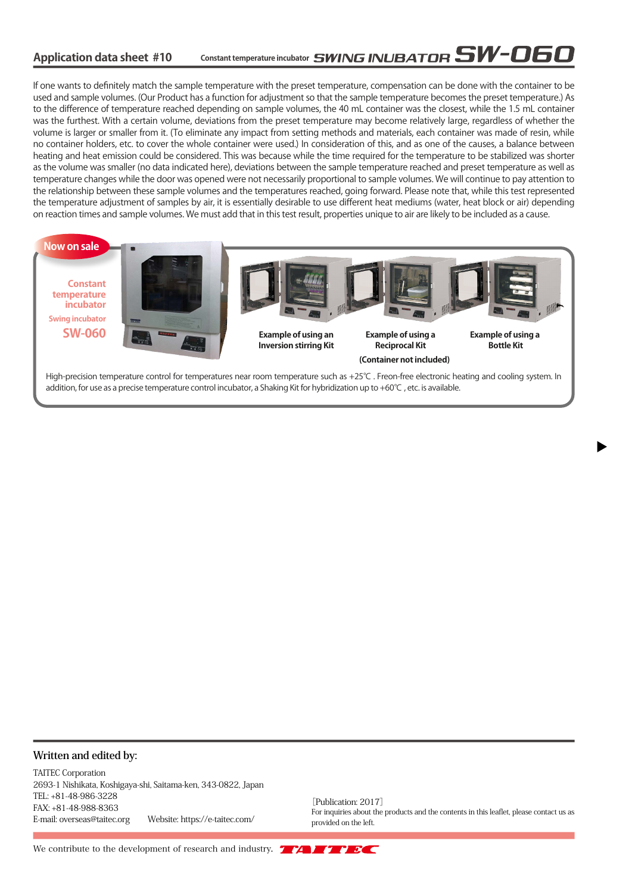## Application data sheet #10 — Constant temperature incubator SWING INUBATOR SW-060

If one wants to definitely match the sample temperature with the preset temperature, compensation can be done with the container to be used and sample volumes. (Our Product has a function for adjustment so that the sample temperature becomes the preset temperature.) As to the difference of temperature reached depending on sample volumes, the 40 mL container was the closest, while the 1.5 mL container was the furthest. With a certain volume, deviations from the preset temperature may become relatively large, regardless of whether the volume is larger or smaller from it. (To eliminate any impact from setting methods and materials, each container was made of resin, while no container holders, etc. to cover the whole container were used.) In consideration of this, and as one of the causes, a balance between heating and heat emission could be considered. This was because while the time required for the temperature to be stabilized was shorter as the volume was smaller (no data indicated here), deviations between the sample temperature reached and preset temperature as well as temperature changes while the door was opened were not necessarily proportional to sample volumes. We will continue to pay attention to the relationship between these sample volumes and the temperatures reached, going forward. Please note that, while this test represented the temperature adjustment of samples by air, it is essentially desirable to use different heat mediums (water, heat block or air) depending on reaction times and sample volumes. We must add that in this test result, properties unique to air are likely to be included as a cause.

**Now on sale**

**Constant temperature incubator**

Swing incubator

**SW-060**

**Example of using an Inversion stirring Kit**

**Example of using a Reciprocal Kit**

**Example of using a Bottle Kit**

**(Container not included)**

High-precision temperature control for temperatures near room temperature such as +25℃ . Freon-free electronic heating and cooling system. In addition, for use as a precise temperature control incubator, a Shaking Kit for hybridization up to +60℃ , etc. is available.

### Written and edited by:

TAITEC Corporation
2693-1 Nishikata, Koshigaya-shi, Saitama-ken, 343-0822, Japan
TEL: +81-48-986-3228
FAX: +81-48-988-8363
E-mail: overseas@taitec.org Website: https://e-taitec.com/

[Publication: 2017]
For inquiries about the products and the contents in this leaflet, please contact us as provided on the left.

We contribute to the development of research and industry. TAITEC